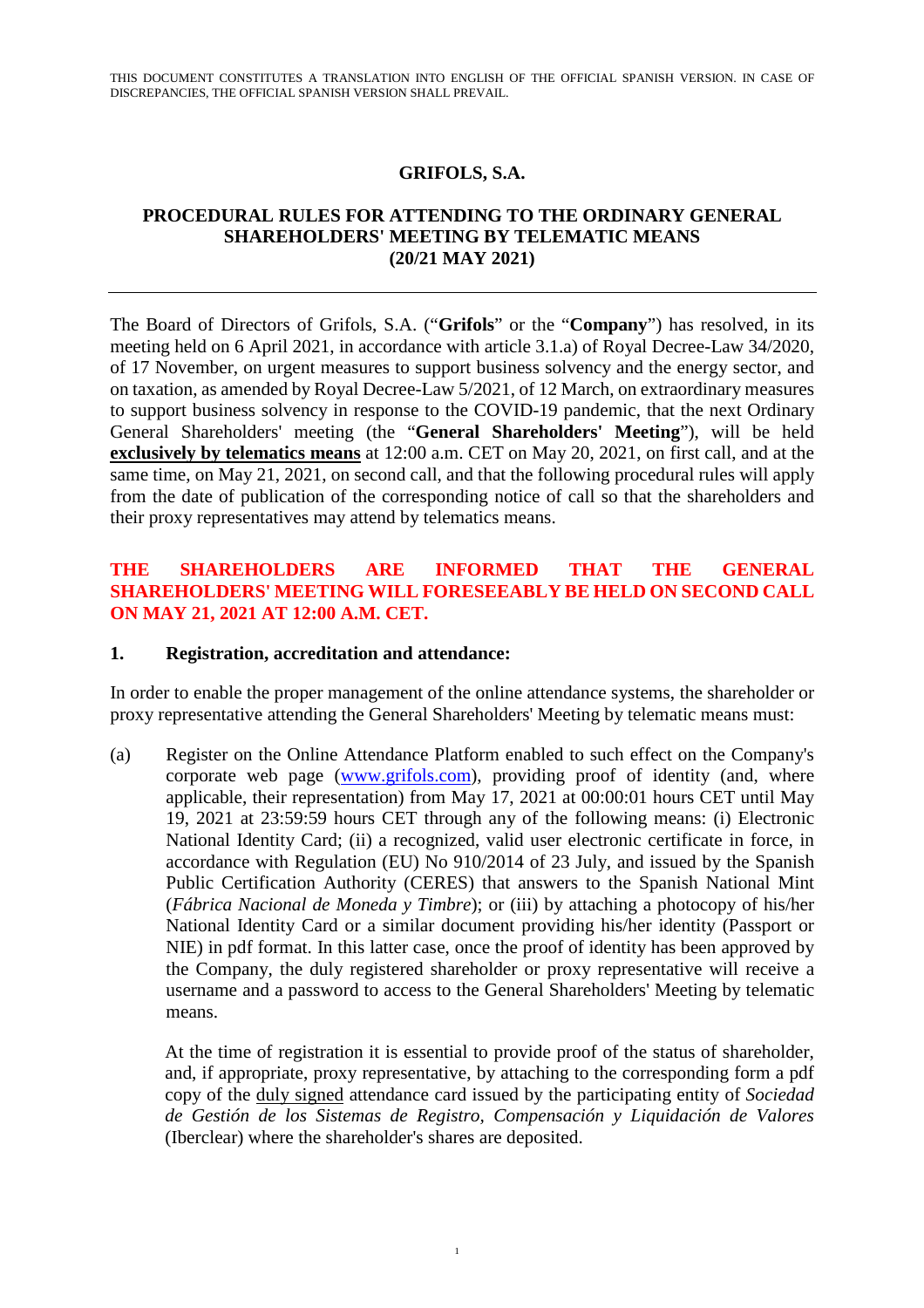THIS DOCUMENT CONSTITUTES A TRANSLATION INTO ENGLISH OF THE OFFICIAL SPANISH VERSION. IN CASE OF DISCREPANCIES, THE OFFICIAL SPANISH VERSION SHALL PREVAIL.

# GRIFOLS, S.A.

## PROCEDURAL RULES FOR ATTENDING TO THE ORDINARY GENERAL SHAREHOLDERS' MEETING BY TELEMATIC MEANS (20/21 MAY 2021)

---

The Board of Directors of Grifols, S.A. ("**Grifols**" or the "**Company**") has resolved, in its meeting held on 6 April 2021, in accordance with article 3.1.a) of Royal Decree-Law 34/2020, of 17 November, on urgent measures to support business solvency and the energy sector, and on taxation, as amended by Royal Decree-Law 5/2021, of 12 March, on extraordinary measures to support business solvency in response to the COVID-19 pandemic, that the next Ordinary General Shareholders' meeting (the "**General Shareholders' Meeting**"), will be held **exclusively by telematics means** at 12:00 a.m. CET on May 20, 2021, on first call, and at the same time, on May 21, 2021, on second call, and that the following procedural rules will apply from the date of publication of the corresponding notice of call so that the shareholders and their proxy representatives may attend by telematics means.

**THE SHAREHOLDERS ARE INFORMED THAT THE GENERAL SHAREHOLDERS' MEETING WILL FORESEEABLY BE HELD ON SECOND CALL ON MAY 21, 2021 AT 12:00 A.M. CET.**

### 1. Registration, accreditation and attendance:

In order to enable the proper management of the online attendance systems, the shareholder or proxy representative attending the General Shareholders' Meeting by telematic means must:

(a) Register on the Online Attendance Platform enabled to such effect on the Company's corporate web page (www.grifols.com), providing proof of identity (and, where applicable, their representation) from May 17, 2021 at 00:00:01 hours CET until May 19, 2021 at 23:59:59 hours CET through any of the following means: (i) Electronic National Identity Card; (ii) a recognized, valid user electronic certificate in force, in accordance with Regulation (EU) No 910/2014 of 23 July, and issued by the Spanish Public Certification Authority (CERES) that answers to the Spanish National Mint (*Fábrica Nacional de Moneda y Timbre*); or (iii) by attaching a photocopy of his/her National Identity Card or a similar document providing his/her identity (Passport or NIE) in pdf format. In this latter case, once the proof of identity has been approved by the Company, the duly registered shareholder or proxy representative will receive a username and a password to access to the General Shareholders' Meeting by telematic means.

At the time of registration it is essential to provide proof of the status of shareholder, and, if appropriate, proxy representative, by attaching to the corresponding form a pdf copy of the duly signed attendance card issued by the participating entity of *Sociedad de Gestión de los Sistemas de Registro, Compensación y Liquidación de Valores* (Iberclear) where the shareholder's shares are deposited.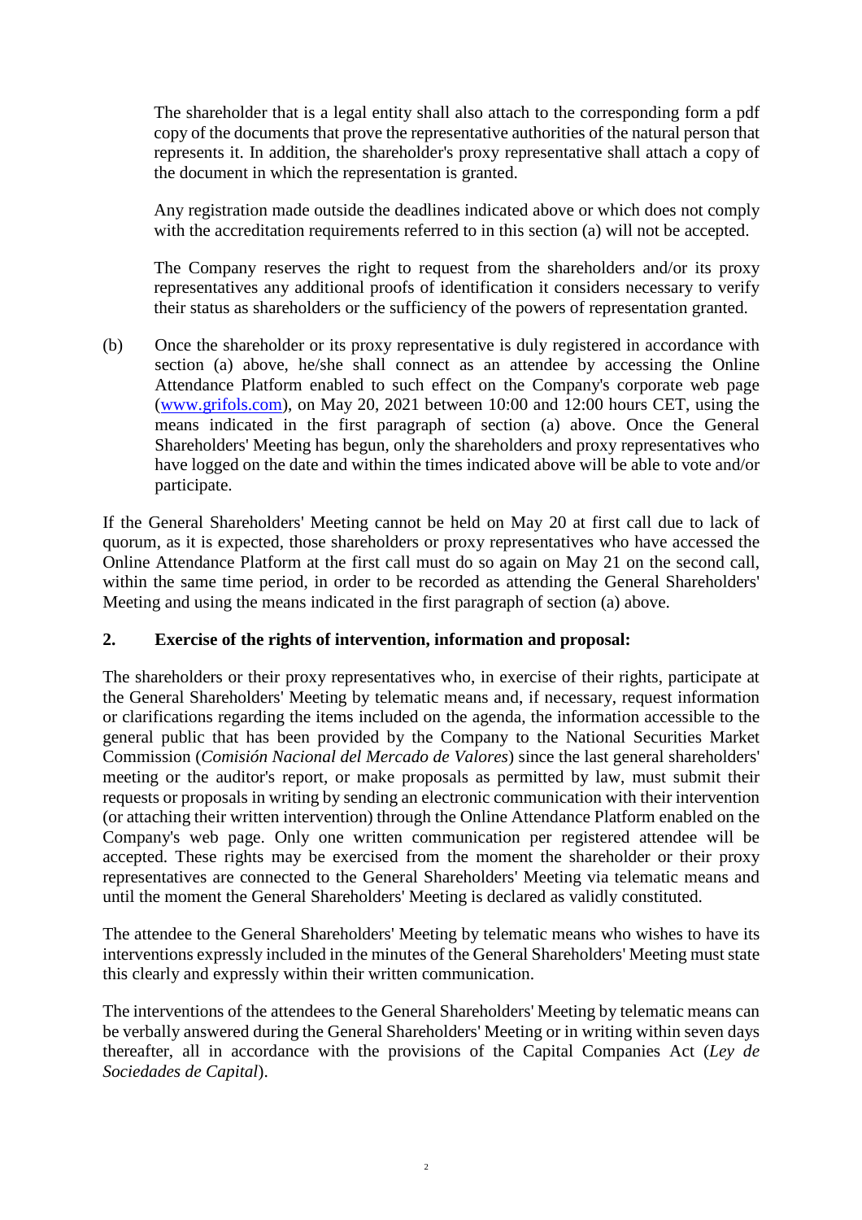The shareholder that is a legal entity shall also attach to the corresponding form a pdf copy of the documents that prove the representative authorities of the natural person that represents it. In addition, the shareholder's proxy representative shall attach a copy of the document in which the representation is granted.

Any registration made outside the deadlines indicated above or which does not comply with the accreditation requirements referred to in this section (a) will not be accepted.

The Company reserves the right to request from the shareholders and/or its proxy representatives any additional proofs of identification it considers necessary to verify their status as shareholders or the sufficiency of the powers of representation granted.

(b) Once the shareholder or its proxy representative is duly registered in accordance with section (a) above, he/she shall connect as an attendee by accessing the Online Attendance Platform enabled to such effect on the Company's corporate web page (www.grifols.com), on May 20, 2021 between 10:00 and 12:00 hours CET, using the means indicated in the first paragraph of section (a) above. Once the General Shareholders' Meeting has begun, only the shareholders and proxy representatives who have logged on the date and within the times indicated above will be able to vote and/or participate.

If the General Shareholders' Meeting cannot be held on May 20 at first call due to lack of quorum, as it is expected, those shareholders or proxy representatives who have accessed the Online Attendance Platform at the first call must do so again on May 21 on the second call, within the same time period, in order to be recorded as attending the General Shareholders' Meeting and using the means indicated in the first paragraph of section (a) above.

## 2. Exercise of the rights of intervention, information and proposal:

The shareholders or their proxy representatives who, in exercise of their rights, participate at the General Shareholders' Meeting by telematic means and, if necessary, request information or clarifications regarding the items included on the agenda, the information accessible to the general public that has been provided by the Company to the National Securities Market Commission (*Comisión Nacional del Mercado de Valores*) since the last general shareholders' meeting or the auditor's report, or make proposals as permitted by law, must submit their requests or proposals in writing by sending an electronic communication with their intervention (or attaching their written intervention) through the Online Attendance Platform enabled on the Company's web page. Only one written communication per registered attendee will be accepted. These rights may be exercised from the moment the shareholder or their proxy representatives are connected to the General Shareholders' Meeting via telematic means and until the moment the General Shareholders' Meeting is declared as validly constituted.

The attendee to the General Shareholders' Meeting by telematic means who wishes to have its interventions expressly included in the minutes of the General Shareholders' Meeting must state this clearly and expressly within their written communication.

The interventions of the attendees to the General Shareholders' Meeting by telematic means can be verbally answered during the General Shareholders' Meeting or in writing within seven days thereafter, all in accordance with the provisions of the Capital Companies Act (*Ley de Sociedades de Capital*).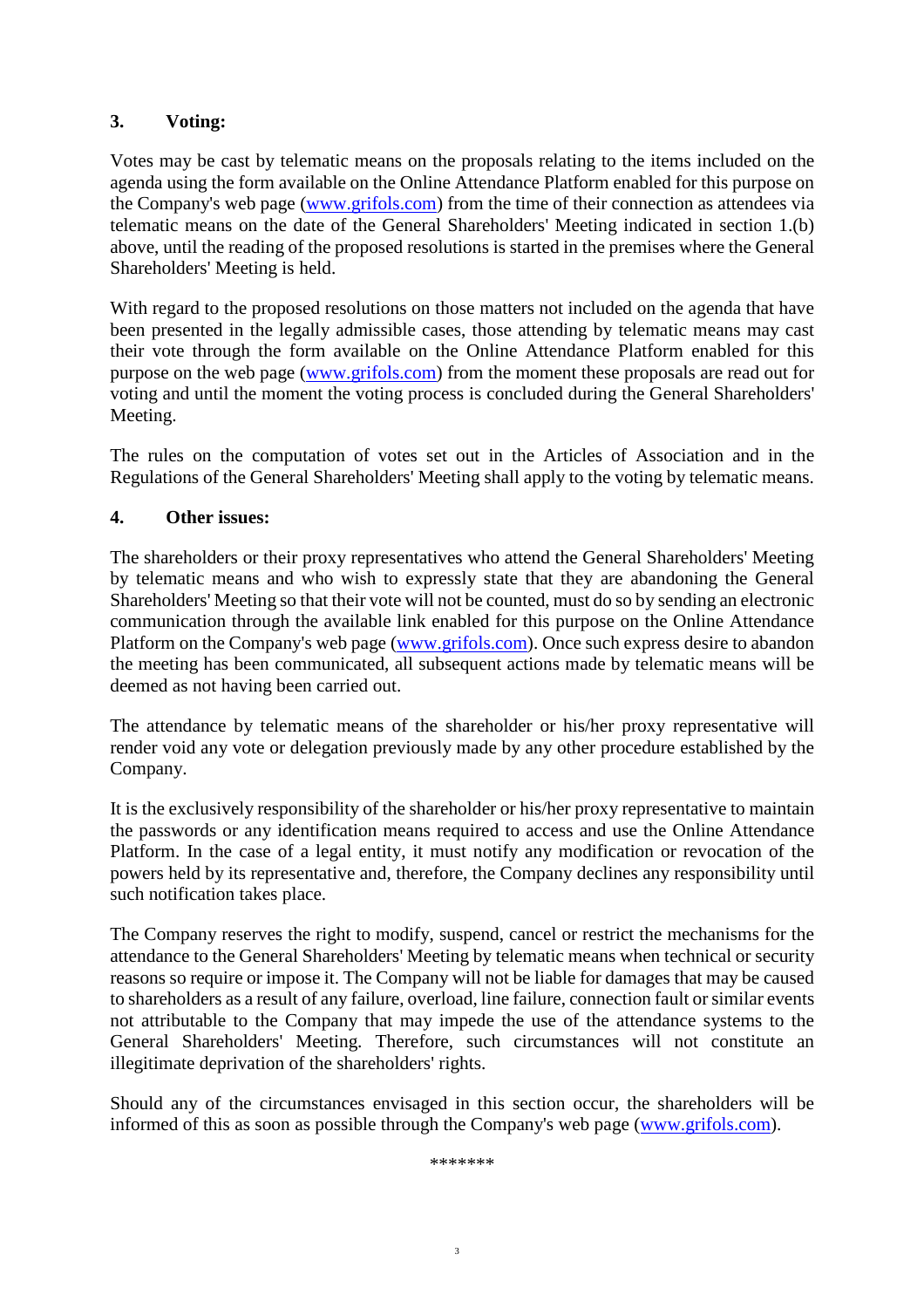### 3. Voting:

Votes may be cast by telematic means on the proposals relating to the items included on the agenda using the form available on the Online Attendance Platform enabled for this purpose on the Company's web page (www.grifols.com) from the time of their connection as attendees via telematic means on the date of the General Shareholders' Meeting indicated in section 1.(b) above, until the reading of the proposed resolutions is started in the premises where the General Shareholders' Meeting is held.

With regard to the proposed resolutions on those matters not included on the agenda that have been presented in the legally admissible cases, those attending by telematic means may cast their vote through the form available on the Online Attendance Platform enabled for this purpose on the web page (www.grifols.com) from the moment these proposals are read out for voting and until the moment the voting process is concluded during the General Shareholders' Meeting.

The rules on the computation of votes set out in the Articles of Association and in the Regulations of the General Shareholders' Meeting shall apply to the voting by telematic means.

### 4. Other issues:

The shareholders or their proxy representatives who attend the General Shareholders' Meeting by telematic means and who wish to expressly state that they are abandoning the General Shareholders' Meeting so that their vote will not be counted, must do so by sending an electronic communication through the available link enabled for this purpose on the Online Attendance Platform on the Company's web page (www.grifols.com). Once such express desire to abandon the meeting has been communicated, all subsequent actions made by telematic means will be deemed as not having been carried out.

The attendance by telematic means of the shareholder or his/her proxy representative will render void any vote or delegation previously made by any other procedure established by the Company.

It is the exclusively responsibility of the shareholder or his/her proxy representative to maintain the passwords or any identification means required to access and use the Online Attendance Platform. In the case of a legal entity, it must notify any modification or revocation of the powers held by its representative and, therefore, the Company declines any responsibility until such notification takes place.

The Company reserves the right to modify, suspend, cancel or restrict the mechanisms for the attendance to the General Shareholders' Meeting by telematic means when technical or security reasons so require or impose it. The Company will not be liable for damages that may be caused to shareholders as a result of any failure, overload, line failure, connection fault or similar events not attributable to the Company that may impede the use of the attendance systems to the General Shareholders' Meeting. Therefore, such circumstances will not constitute an illegitimate deprivation of the shareholders' rights.

Should any of the circumstances envisaged in this section occur, the shareholders will be informed of this as soon as possible through the Company's web page (www.grifols.com).

*******